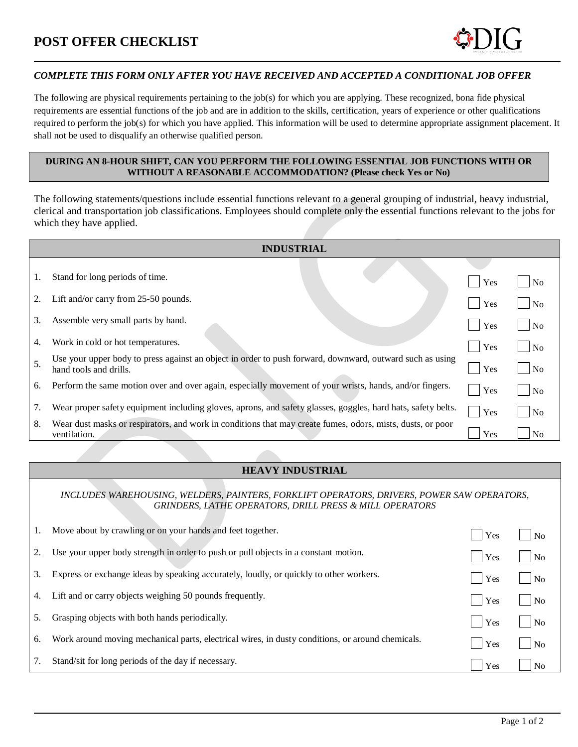# POST OFFER CHECKLIST

*COMPLETE THIS FORM ONLY AFTER YOU HAVE RECEIVED AND ACCEPTED A CONDITIONAL JOB OFFER*

The following are physical requirements pertaining to the job(s) for which you are applying. These recognized, bona fide physical requirements are essential functions of the job and are in addition to the skills, certification, years of experience or other qualifications required to perform the job(s) for which you have applied. This information will be used to determine appropriate assignment placement. It shall not be used to disqualify an otherwise qualified person.

**DURING AN 8-HOUR SHIFT, CAN YOU PERFORM THE FOLLOWING ESSENTIAL JOB FUNCTIONS WITH OR WITHOUT A REASONABLE ACCOMMODATION? (Please check Yes or No)**

The following statements/questions include essential functions relevant to a general grouping of industrial, heavy industrial, clerical and transportation job classifications. Employees should complete only the essential functions relevant to the jobs for which they have applied.

| INDUSTRIAL | | | |
|---|---|---|---|
| 1. | Stand for long periods of time. | ☐ Yes | ☐ No |
| 2. | Lift and/or carry from 25-50 pounds. | ☐ Yes | ☐ No |
| 3. | Assemble very small parts by hand. | ☐ Yes | ☐ No |
| 4. | Work in cold or hot temperatures. | ☐ Yes | ☐ No |
| 5. | Use your upper body to press against an object in order to push forward, downward, outward such as using hand tools and drills. | ☐ Yes | ☐ No |
| 6. | Perform the same motion over and over again, especially movement of your wrists, hands, and/or fingers. | ☐ Yes | ☐ No |
| 7. | Wear proper safety equipment including gloves, aprons, and safety glasses, goggles, hard hats, safety belts. | ☐ Yes | ☐ No |
| 8. | Wear dust masks or respirators, and work in conditions that may create fumes, odors, mists, dusts, or poor ventilation. | ☐ Yes | ☐ No |

| HEAVY INDUSTRIAL | | | |
|---|---|---|---|
| *INCLUDES WAREHOUSING, WELDERS, PAINTERS, FORKLIFT OPERATORS, DRIVERS, POWER SAW OPERATORS, GRINDERS, LATHE OPERATORS, DRILL PRESS & MILL OPERATORS* | | | |
| 1. | Move about by crawling or on your hands and feet together. | ☐ Yes | ☐ No |
| 2. | Use your upper body strength in order to push or pull objects in a constant motion. | ☐ Yes | ☐ No |
| 3. | Express or exchange ideas by speaking accurately, loudly, or quickly to other workers. | ☐ Yes | ☐ No |
| 4. | Lift and or carry objects weighing 50 pounds frequently. | ☐ Yes | ☐ No |
| 5. | Grasping objects with both hands periodically. | ☐ Yes | ☐ No |
| 6. | Work around moving mechanical parts, electrical wires, in dusty conditions, or around chemicals. | ☐ Yes | ☐ No |
| 7. | Stand/sit for long periods of the day if necessary. | ☐ Yes | ☐ No |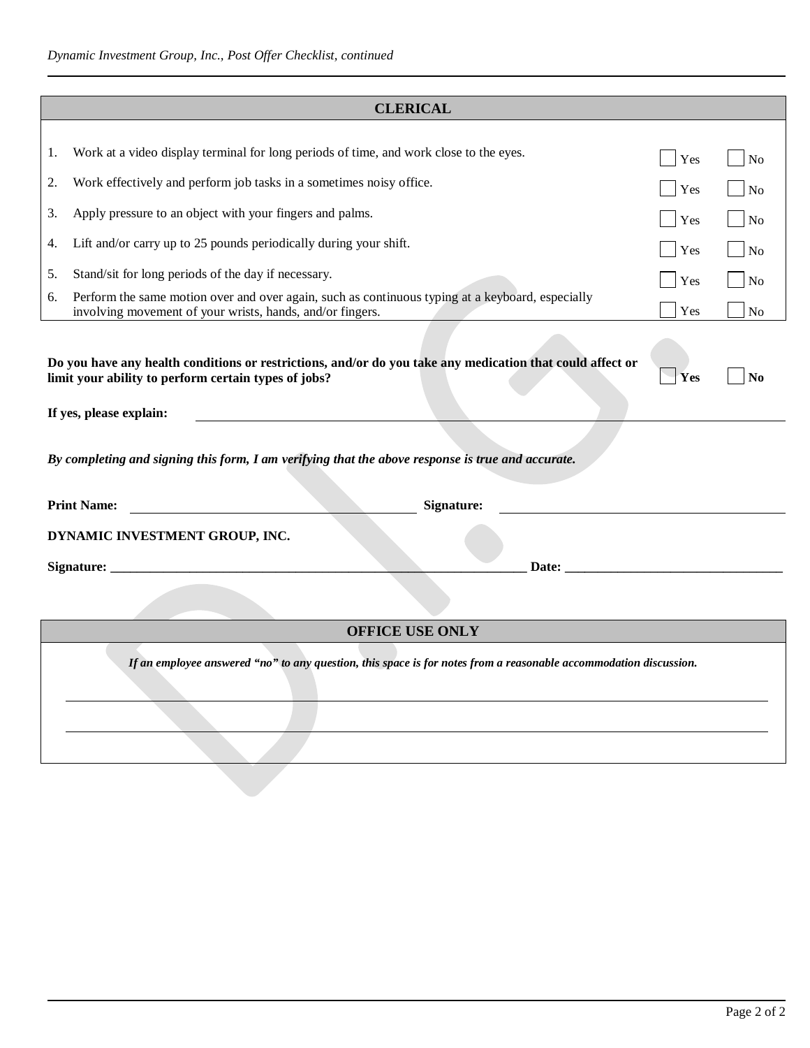## CLERICAL

| | | | |
|---|---|---|---|
| 1. | Work at a video display terminal for long periods of time, and work close to the eyes. | ☐ Yes | ☐ No |
| 2. | Work effectively and perform job tasks in a sometimes noisy office. | ☐ Yes | ☐ No |
| 3. | Apply pressure to an object with your fingers and palms. | ☐ Yes | ☐ No |
| 4. | Lift and/or carry up to 25 pounds periodically during your shift. | ☐ Yes | ☐ No |
| 5. | Stand/sit for long periods of the day if necessary. | ☐ Yes | ☐ No |
| 6. | Perform the same motion over and over again, such as continuous typing at a keyboard, especially involving movement of your wrists, hands, and/or fingers. | ☐ Yes | ☐ No |

**Do you have any health conditions or restrictions, and/or do you take any medication that could affect or limit your ability to perform certain types of jobs?** ☐ **Yes** ☐ **No**

**If yes, please explain:** ____________________________________________

***By completing and signing this form, I am verifying that the above response is true and accurate.***

**Print Name:** ______________________________ **Signature:** ______________________________

**DYNAMIC INVESTMENT GROUP, INC.**

**Signature:** ____________________________________________ **Date:** ______________________________

## OFFICE USE ONLY

***If an employee answered "no" to any question, this space is for notes from a reasonable accommodation discussion.***

____________________________________________

____________________________________________